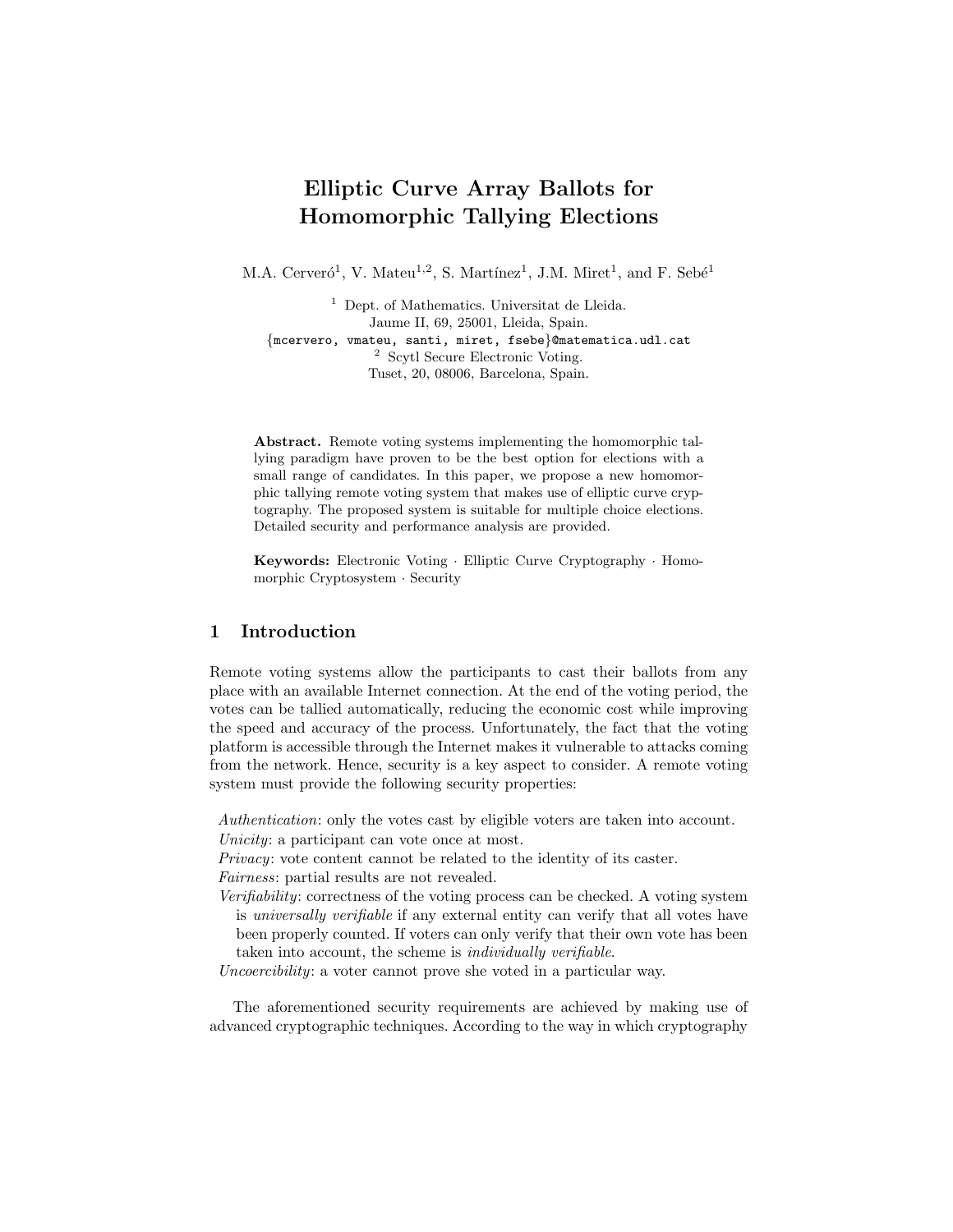# Elliptic Curve Array Ballots for Homomorphic Tallying Elections

M.A. Cerveró[1], V. Mateu[1,2], S. Martínez[1], J.M. Miret[1], and F. Sebé[1]

[1] Dept. of Mathematics. Universitat de Lleida.
Jaume II, 69, 25001, Lleida, Spain.
{mcervero, vmateu, santi, miret, fsebe}@matematica.udl.cat
[2] Scytl Secure Electronic Voting.
Tuset, 20, 08006, Barcelona, Spain.

**Abstract.** Remote voting systems implementing the homomorphic tallying paradigm have proven to be the best option for elections with a small range of candidates. In this paper, we propose a new homomorphic tallying remote voting system that makes use of elliptic curve cryptography. The proposed system is suitable for multiple choice elections. Detailed security and performance analysis are provided.

**Keywords:** Electronic Voting · Elliptic Curve Cryptography · Homomorphic Cryptosystem · Security

## 1 Introduction

Remote voting systems allow the participants to cast their ballots from any place with an available Internet connection. At the end of the voting period, the votes can be tallied automatically, reducing the economic cost while improving the speed and accuracy of the process. Unfortunately, the fact that the voting platform is accessible through the Internet makes it vulnerable to attacks coming from the network. Hence, security is a key aspect to consider. A remote voting system must provide the following security properties:

*Authentication*: only the votes cast by eligible voters are taken into account.
*Unicity*: a participant can vote once at most.
*Privacy*: vote content cannot be related to the identity of its caster.
*Fairness*: partial results are not revealed.
*Verifiability*: correctness of the voting process can be checked. A voting system is *universally verifiable* if any external entity can verify that all votes have been properly counted. If voters can only verify that their own vote has been taken into account, the scheme is *individually verifiable*.
*Uncoercibility*: a voter cannot prove she voted in a particular way.

The aforementioned security requirements are achieved by making use of advanced cryptographic techniques. According to the way in which cryptography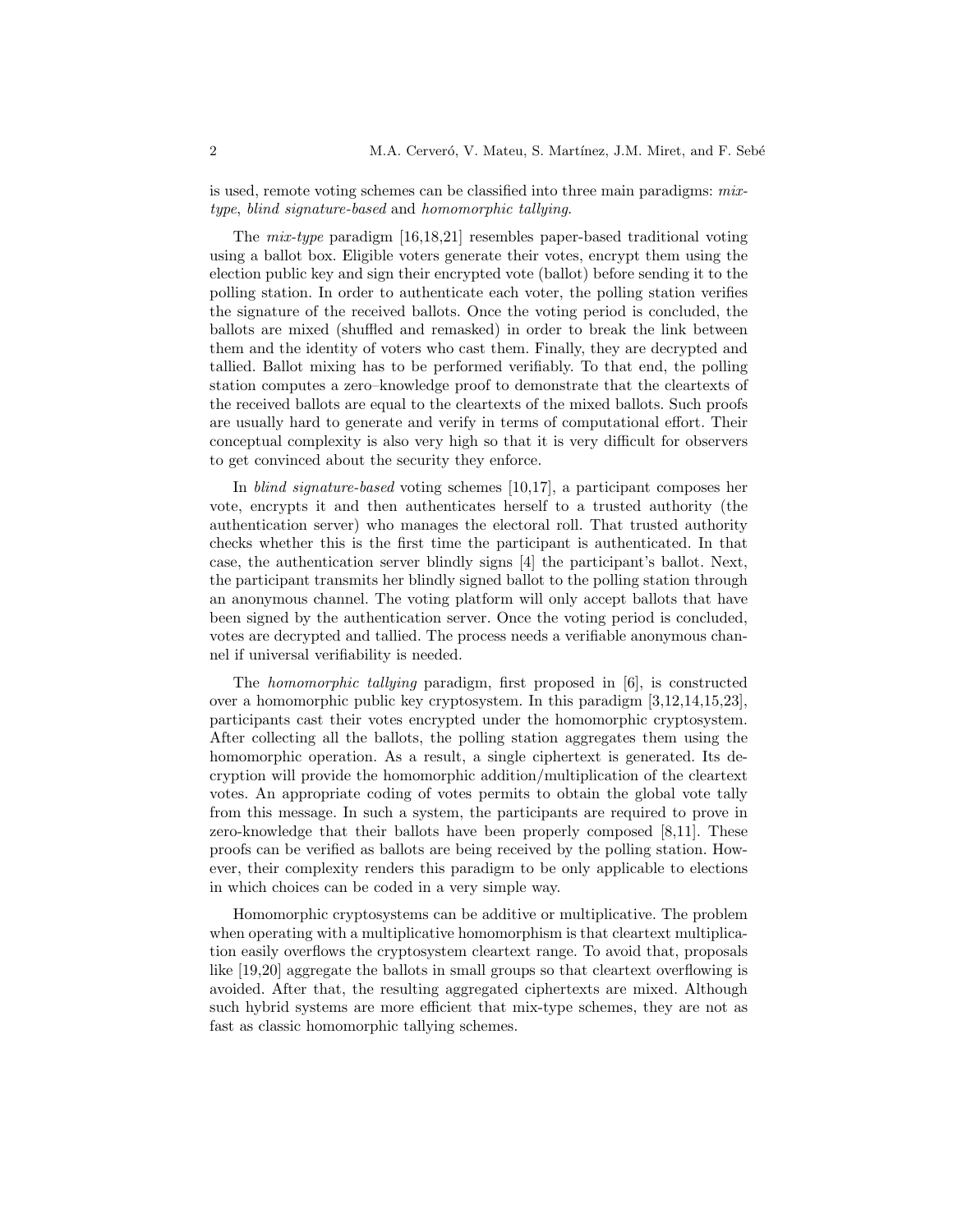is used, remote voting schemes can be classified into three main paradigms: *mix-type*, *blind signature-based* and *homomorphic tallying*.

The *mix-type* paradigm [16,18,21] resembles paper-based traditional voting using a ballot box. Eligible voters generate their votes, encrypt them using the election public key and sign their encrypted vote (ballot) before sending it to the polling station. In order to authenticate each voter, the polling station verifies the signature of the received ballots. Once the voting period is concluded, the ballots are mixed (shuffled and remasked) in order to break the link between them and the identity of voters who cast them. Finally, they are decrypted and tallied. Ballot mixing has to be performed verifiably. To that end, the polling station computes a zero–knowledge proof to demonstrate that the cleartexts of the received ballots are equal to the cleartexts of the mixed ballots. Such proofs are usually hard to generate and verify in terms of computational effort. Their conceptual complexity is also very high so that it is very difficult for observers to get convinced about the security they enforce.

In *blind signature-based* voting schemes [10,17], a participant composes her vote, encrypts it and then authenticates herself to a trusted authority (the authentication server) who manages the electoral roll. That trusted authority checks whether this is the first time the participant is authenticated. In that case, the authentication server blindly signs [4] the participant's ballot. Next, the participant transmits her blindly signed ballot to the polling station through an anonymous channel. The voting platform will only accept ballots that have been signed by the authentication server. Once the voting period is concluded, votes are decrypted and tallied. The process needs a verifiable anonymous channel if universal verifiability is needed.

The *homomorphic tallying* paradigm, first proposed in [6], is constructed over a homomorphic public key cryptosystem. In this paradigm [3,12,14,15,23], participants cast their votes encrypted under the homomorphic cryptosystem. After collecting all the ballots, the polling station aggregates them using the homomorphic operation. As a result, a single ciphertext is generated. Its decryption will provide the homomorphic addition/multiplication of the cleartext votes. An appropriate coding of votes permits to obtain the global vote tally from this message. In such a system, the participants are required to prove in zero-knowledge that their ballots have been properly composed [8,11]. These proofs can be verified as ballots are being received by the polling station. However, their complexity renders this paradigm to be only applicable to elections in which choices can be coded in a very simple way.

Homomorphic cryptosystems can be additive or multiplicative. The problem when operating with a multiplicative homomorphism is that cleartext multiplication easily overflows the cryptosystem cleartext range. To avoid that, proposals like [19,20] aggregate the ballots in small groups so that cleartext overflowing is avoided. After that, the resulting aggregated ciphertexts are mixed. Although such hybrid systems are more efficient that mix-type schemes, they are not as fast as classic homomorphic tallying schemes.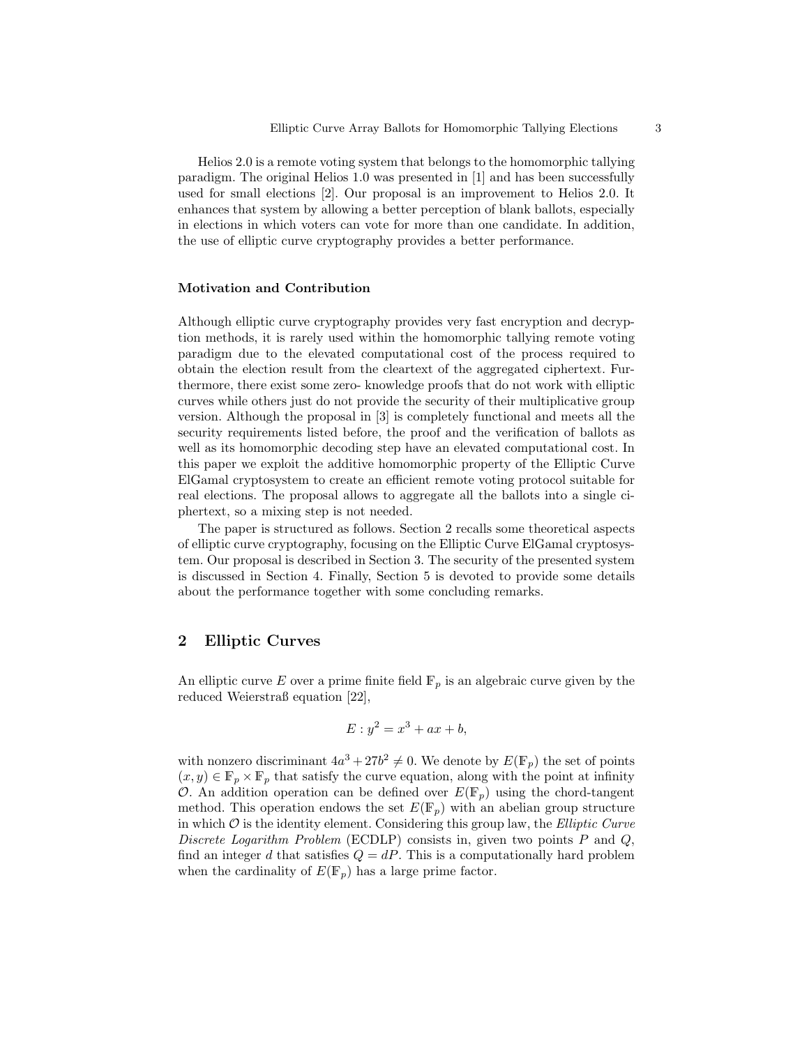Helios 2.0 is a remote voting system that belongs to the homomorphic tallying paradigm. The original Helios 1.0 was presented in [1] and has been successfully used for small elections [2]. Our proposal is an improvement to Helios 2.0. It enhances that system by allowing a better perception of blank ballots, especially in elections in which voters can vote for more than one candidate. In addition, the use of elliptic curve cryptography provides a better performance.

### Motivation and Contribution

Although elliptic curve cryptography provides very fast encryption and decryption methods, it is rarely used within the homomorphic tallying remote voting paradigm due to the elevated computational cost of the process required to obtain the election result from the cleartext of the aggregated ciphertext. Furthermore, there exist some zero- knowledge proofs that do not work with elliptic curves while others just do not provide the security of their multiplicative group version. Although the proposal in [3] is completely functional and meets all the security requirements listed before, the proof and the verification of ballots as well as its homomorphic decoding step have an elevated computational cost. In this paper we exploit the additive homomorphic property of the Elliptic Curve ElGamal cryptosystem to create an efficient remote voting protocol suitable for real elections. The proposal allows to aggregate all the ballots into a single ciphertext, so a mixing step is not needed.

The paper is structured as follows. Section 2 recalls some theoretical aspects of elliptic curve cryptography, focusing on the Elliptic Curve ElGamal cryptosystem. Our proposal is described in Section 3. The security of the presented system is discussed in Section 4. Finally, Section 5 is devoted to provide some details about the performance together with some concluding remarks.

## 2 Elliptic Curves

An elliptic curve $E$ over a prime finite field $\mathbb{F}_p$ is an algebraic curve given by the reduced Weierstraß equation [22],

$$E : y^2 = x^3 + ax + b,$$

with nonzero discriminant $4a^3 + 27b^2 \neq 0$. We denote by $E(\mathbb{F}_p)$ the set of points $(x, y) \in \mathbb{F}_p \times \mathbb{F}_p$ that satisfy the curve equation, along with the point at infinity $\mathcal{O}$. An addition operation can be defined over $E(\mathbb{F}_p)$ using the chord-tangent method. This operation endows the set $E(\mathbb{F}_p)$ with an abelian group structure in which $\mathcal{O}$ is the identity element. Considering this group law, the *Elliptic Curve Discrete Logarithm Problem* (ECDLP) consists in, given two points $P$ and $Q$, find an integer $d$ that satisfies $Q = dP$. This is a computationally hard problem when the cardinality of $E(\mathbb{F}_p)$ has a large prime factor.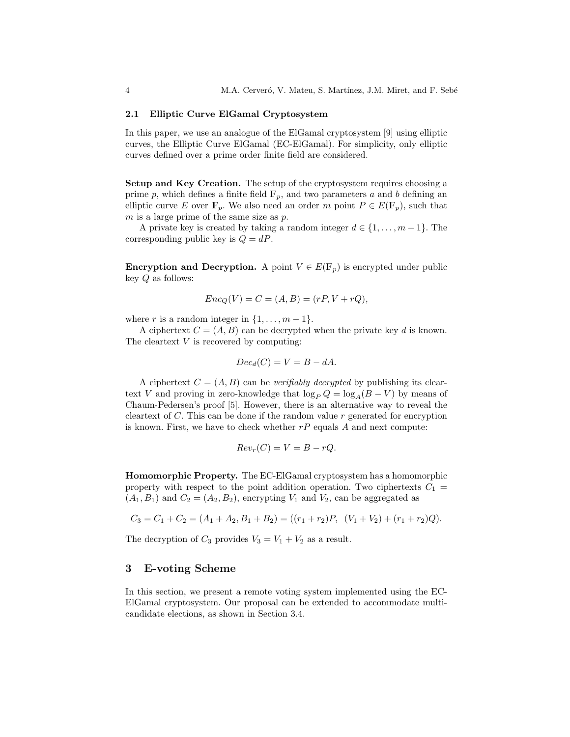### 2.1 Elliptic Curve ElGamal Cryptosystem

In this paper, we use an analogue of the ElGamal cryptosystem [9] using elliptic curves, the Elliptic Curve ElGamal (EC-ElGamal). For simplicity, only elliptic curves defined over a prime order finite field are considered.

**Setup and Key Creation.** The setup of the cryptosystem requires choosing a prime $p$, which defines a finite field $\mathbb{F}_p$, and two parameters $a$ and $b$ defining an elliptic curve $E$ over $\mathbb{F}_p$. We also need an order $m$ point $P \in E(\mathbb{F}_p)$, such that $m$ is a large prime of the same size as $p$.

A private key is created by taking a random integer $d \in \{1, \ldots, m-1\}$. The corresponding public key is $Q = dP$.

**Encryption and Decryption.** A point $V \in E(\mathbb{F}_p)$ is encrypted under public key $Q$ as follows:

$$Enc_Q(V) = C = (A, B) = (rP, V + rQ),$$

where $r$ is a random integer in $\{1, \ldots, m-1\}$.

A ciphertext $C = (A, B)$ can be decrypted when the private key $d$ is known. The cleartext $V$ is recovered by computing:

$$Dec_d(C) = V = B - dA.$$

A ciphertext $C = (A, B)$ can be *verifiably decrypted* by publishing its cleartext $V$ and proving in zero-knowledge that $\log_P Q = \log_A(B - V)$ by means of Chaum-Pedersen's proof [5]. However, there is an alternative way to reveal the cleartext of $C$. This can be done if the random value $r$ generated for encryption is known. First, we have to check whether $rP$ equals $A$ and next compute:

$$Rev_r(C) = V = B - rQ.$$

**Homomorphic Property.** The EC-ElGamal cryptosystem has a homomorphic property with respect to the point addition operation. Two ciphertexts $C_1 = (A_1, B_1)$ and $C_2 = (A_2, B_2)$, encrypting $V_1$ and $V_2$, can be aggregated as

$$C_3 = C_1 + C_2 = (A_1 + A_2, B_1 + B_2) = ((r_1 + r_2)P, \;\; (V_1 + V_2) + (r_1 + r_2)Q).$$

The decryption of $C_3$ provides $V_3 = V_1 + V_2$ as a result.

## 3 E-voting Scheme

In this section, we present a remote voting system implemented using the EC-ElGamal cryptosystem. Our proposal can be extended to accommodate multi-candidate elections, as shown in Section 3.4.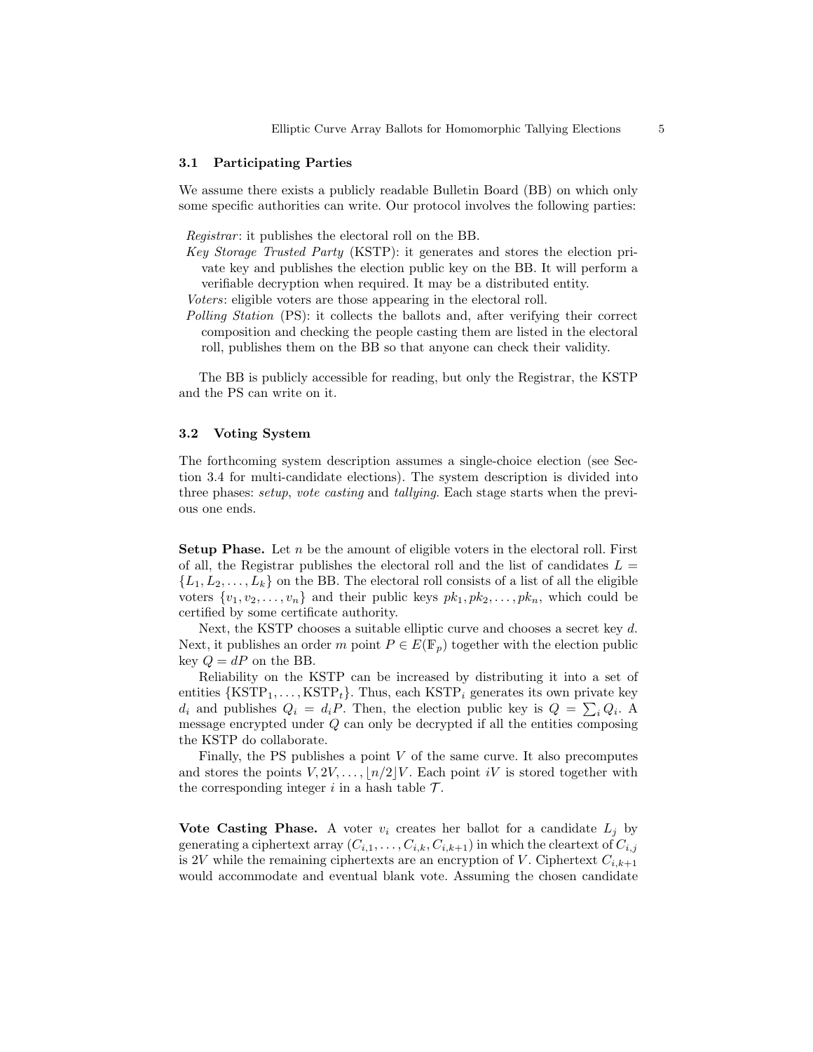### 3.1 Participating Parties

We assume there exists a publicly readable Bulletin Board (BB) on which only some specific authorities can write. Our protocol involves the following parties:

*Registrar*: it publishes the electoral roll on the BB.

*Key Storage Trusted Party* (KSTP): it generates and stores the election private key and publishes the election public key on the BB. It will perform a verifiable decryption when required. It may be a distributed entity.

*Voters*: eligible voters are those appearing in the electoral roll.

*Polling Station* (PS): it collects the ballots and, after verifying their correct composition and checking the people casting them are listed in the electoral roll, publishes them on the BB so that anyone can check their validity.

The BB is publicly accessible for reading, but only the Registrar, the KSTP and the PS can write on it.

### 3.2 Voting System

The forthcoming system description assumes a single-choice election (see Section 3.4 for multi-candidate elections). The system description is divided into three phases: *setup*, *vote casting* and *tallying*. Each stage starts when the previous one ends.

**Setup Phase.** Let $n$ be the amount of eligible voters in the electoral roll. First of all, the Registrar publishes the electoral roll and the list of candidates $L = \{L_1, L_2, \ldots, L_k\}$ on the BB. The electoral roll consists of a list of all the eligible voters $\{v_1, v_2, \ldots, v_n\}$ and their public keys $pk_1, pk_2, \ldots, pk_n$, which could be certified by some certificate authority.

Next, the KSTP chooses a suitable elliptic curve and chooses a secret key $d$. Next, it publishes an order $m$ point $P \in E(\mathbb{F}_p)$ together with the election public key $Q = dP$ on the BB.

Reliability on the KSTP can be increased by distributing it into a set of entities $\{\text{KSTP}_1, \ldots, \text{KSTP}_t\}$. Thus, each $\text{KSTP}_i$ generates its own private key $d_i$ and publishes $Q_i = d_i P$. Then, the election public key is $Q = \sum_i Q_i$. A message encrypted under $Q$ can only be decrypted if all the entities composing the KSTP do collaborate.

Finally, the PS publishes a point $V$ of the same curve. It also precomputes and stores the points $V, 2V, \ldots, \lfloor n/2 \rfloor V$. Each point $iV$ is stored together with the corresponding integer $i$ in a hash table $\mathcal{T}$.

**Vote Casting Phase.** A voter $v_i$ creates her ballot for a candidate $L_j$ by generating a ciphertext array $(C_{i,1}, \ldots, C_{i,k}, C_{i,k+1})$ in which the cleartext of $C_{i,j}$ is $2V$ while the remaining ciphertexts are an encryption of $V$. Ciphertext $C_{i,k+1}$ would accommodate and eventual blank vote. Assuming the chosen candidate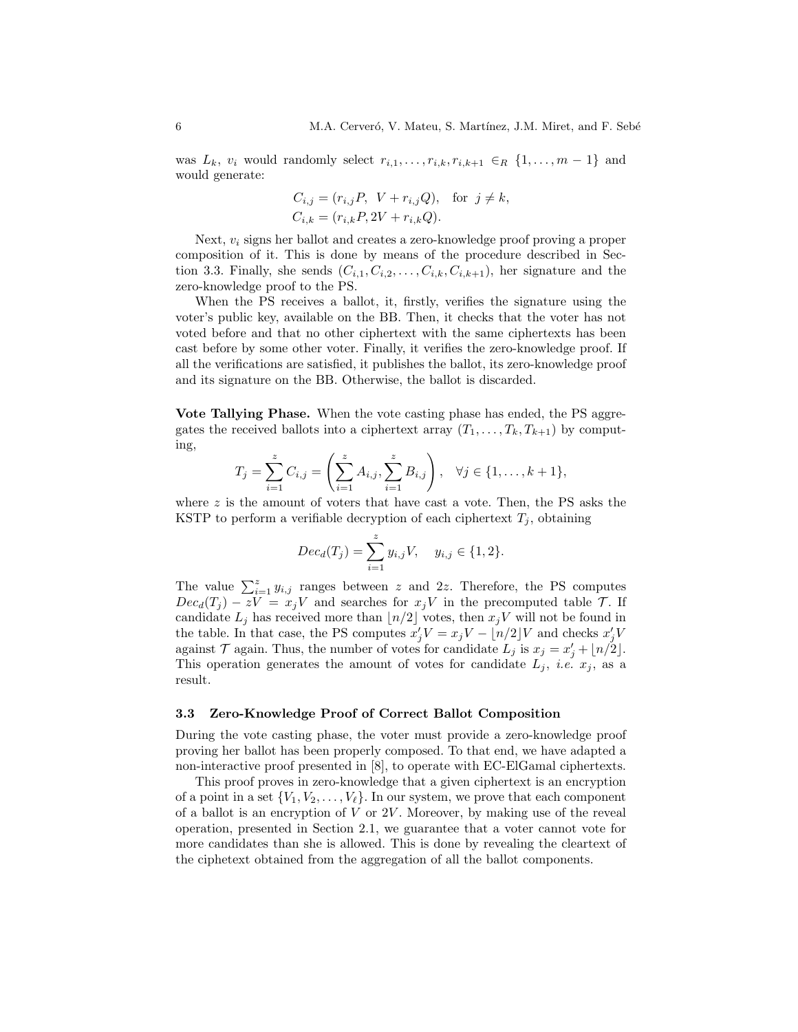was $L_k$, $v_i$ would randomly select $r_{i,1}, \ldots, r_{i,k}, r_{i,k+1} \in_R \{1, \ldots, m-1\}$ and would generate:

$$C_{i,j} = (r_{i,j}P, \ V + r_{i,j}Q), \quad \text{for } j \neq k,$$
$$C_{i,k} = (r_{i,k}P, 2V + r_{i,k}Q).$$

Next, $v_i$ signs her ballot and creates a zero-knowledge proof proving a proper composition of it. This is done by means of the procedure described in Section 3.3. Finally, she sends $(C_{i,1}, C_{i,2}, \ldots, C_{i,k}, C_{i,k+1})$, her signature and the zero-knowledge proof to the PS.

When the PS receives a ballot, it, firstly, verifies the signature using the voter's public key, available on the BB. Then, it checks that the voter has not voted before and that no other ciphertext with the same ciphertexts has been cast before by some other voter. Finally, it verifies the zero-knowledge proof. If all the verifications are satisfied, it publishes the ballot, its zero-knowledge proof and its signature on the BB. Otherwise, the ballot is discarded.

**Vote Tallying Phase.** When the vote casting phase has ended, the PS aggregates the received ballots into a ciphertext array $(T_1, \ldots, T_k, T_{k+1})$ by computing,

$$T_j = \sum_{i=1}^{z} C_{i,j} = \left( \sum_{i=1}^{z} A_{i,j}, \sum_{i=1}^{z} B_{i,j} \right), \quad \forall j \in \{1, \ldots, k+1\},$$

where $z$ is the amount of voters that have cast a vote. Then, the PS asks the KSTP to perform a verifiable decryption of each ciphertext $T_j$, obtaining

$$Dec_d(T_j) = \sum_{i=1}^{z} y_{i,j} V, \quad y_{i,j} \in \{1, 2\}.$$

The value $\sum_{i=1}^{z} y_{i,j}$ ranges between $z$ and $2z$. Therefore, the PS computes $Dec_d(T_j) - zV = x_j V$ and searches for $x_j V$ in the precomputed table $\mathcal{T}$. If candidate $L_j$ has received more than $\lfloor n/2 \rfloor$ votes, then $x_j V$ will not be found in the table. In that case, the PS computes $x'_j V = x_j V - \lfloor n/2 \rfloor V$ and checks $x'_j V$ against $\mathcal{T}$ again. Thus, the number of votes for candidate $L_j$ is $x_j = x'_j + \lfloor n/2 \rfloor$. This operation generates the amount of votes for candidate $L_j$, *i.e.* $x_j$, as a result.

### 3.3 Zero-Knowledge Proof of Correct Ballot Composition

During the vote casting phase, the voter must provide a zero-knowledge proof proving her ballot has been properly composed. To that end, we have adapted a non-interactive proof presented in [8], to operate with EC-ElGamal ciphertexts.

This proof proves in zero-knowledge that a given ciphertext is an encryption of a point in a set $\{V_1, V_2, \ldots, V_\ell\}$. In our system, we prove that each component of a ballot is an encryption of $V$ or $2V$. Moreover, by making use of the reveal operation, presented in Section 2.1, we guarantee that a voter cannot vote for more candidates than she is allowed. This is done by revealing the cleartext of the ciphetext obtained from the aggregation of all the ballot components.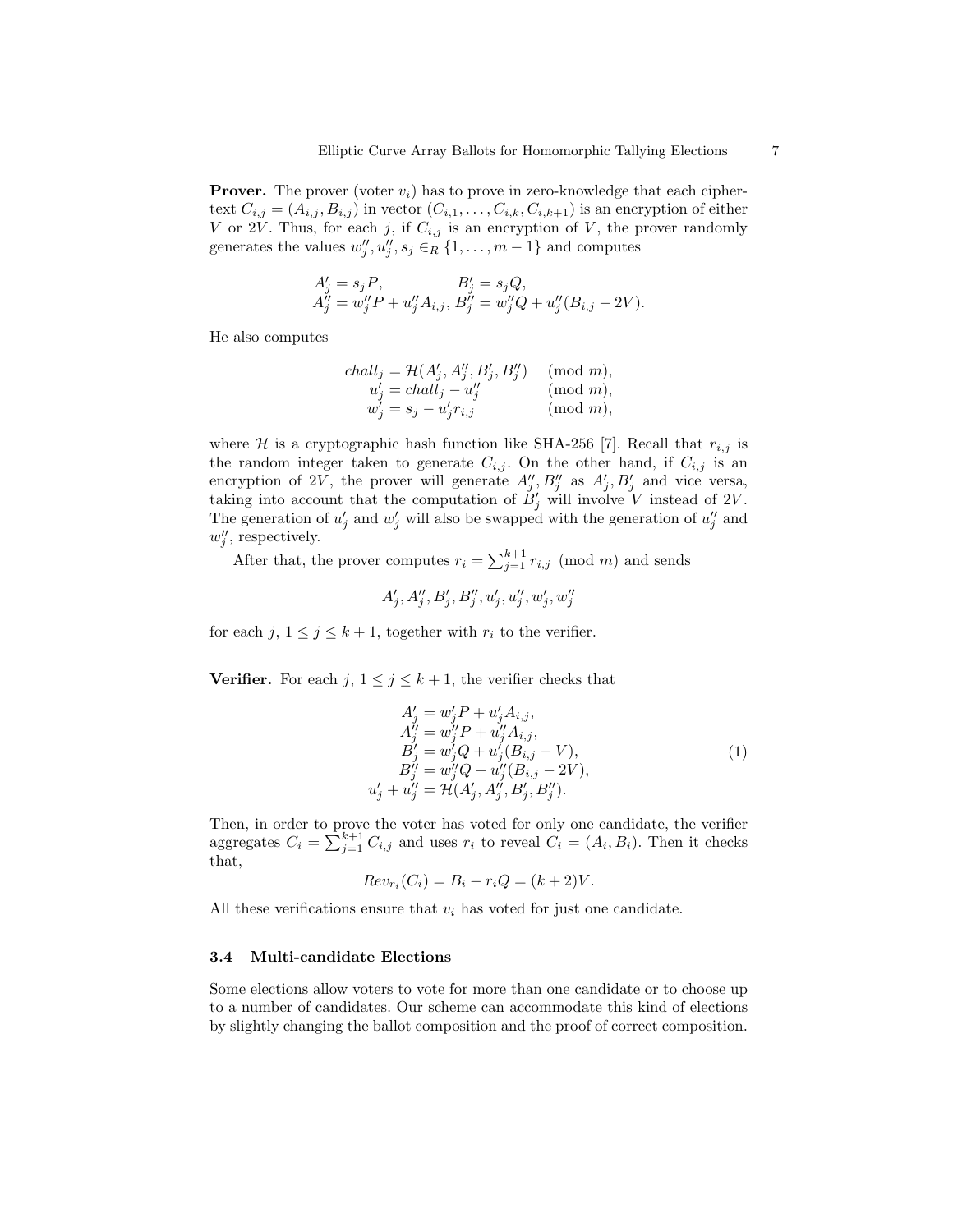**Prover.** The prover (voter $v_i$) has to prove in zero-knowledge that each ciphertext $C_{i,j} = (A_{i,j}, B_{i,j})$ in vector $(C_{i,1}, \ldots, C_{i,k}, C_{i,k+1})$ is an encryption of either $V$ or $2V$. Thus, for each $j$, if $C_{i,j}$ is an encryption of $V$, the prover randomly generates the values $w''_j, u''_j, s_j \in_R \{1, \ldots, m-1\}$ and computes

$$
\begin{array}{ll}
A'_j = s_j P, & B'_j = s_j Q, \\
A''_j = w''_j P + u''_j A_{i,j}, & B''_j = w''_j Q + u''_j (B_{i,j} - 2V).
\end{array}
$$

He also computes

$$
\begin{array}{ll}
chall_j = \mathcal{H}(A'_j, A''_j, B'_j, B''_j) & \pmod{m}, \\
u'_j = chall_j - u''_j & \pmod{m}, \\
w'_j = s_j - u'_j r_{i,j} & \pmod{m},
\end{array}
$$

where $\mathcal{H}$ is a cryptographic hash function like SHA-256 [7]. Recall that $r_{i,j}$ is the random integer taken to generate $C_{i,j}$. On the other hand, if $C_{i,j}$ is an encryption of $2V$, the prover will generate $A''_j, B''_j$ as $A'_j, B'_j$ and vice versa, taking into account that the computation of $B'_j$ will involve $V$ instead of $2V$. The generation of $u'_j$ and $w'_j$ will also be swapped with the generation of $u''_j$ and $w''_j$, respectively.

After that, the prover computes $r_i = \sum_{j=1}^{k+1} r_{i,j} \pmod{m}$ and sends

$$
A'_j, A''_j, B'_j, B''_j, u'_j, u''_j, w'_j, w''_j
$$

for each $j$, $1 \leq j \leq k+1$, together with $r_i$ to the verifier.

**Verifier.** For each $j$, $1 \leq j \leq k+1$, the verifier checks that

$$
\begin{aligned}
A'_j &= w'_j P + u'_j A_{i,j}, \\
A''_j &= w''_j P + u''_j A_{i,j}, \\
B'_j &= w'_j Q + u'_j (B_{i,j} - V), \\
B''_j &= w''_j Q + u''_j (B_{i,j} - 2V), \\
u'_j + u''_j &= \mathcal{H}(A'_j, A''_j, B'_j, B''_j).
\end{aligned}
\tag{1}
$$

Then, in order to prove the voter has voted for only one candidate, the verifier aggregates $C_i = \sum_{j=1}^{k+1} C_{i,j}$ and uses $r_i$ to reveal $C_i = (A_i, B_i)$. Then it checks that,

$$
Rev_{r_i}(C_i) = B_i - r_i Q = (k+2)V.
$$

All these verifications ensure that $v_i$ has voted for just one candidate.

### 3.4 Multi-candidate Elections

Some elections allow voters to vote for more than one candidate or to choose up to a number of candidates. Our scheme can accommodate this kind of elections by slightly changing the ballot composition and the proof of correct composition.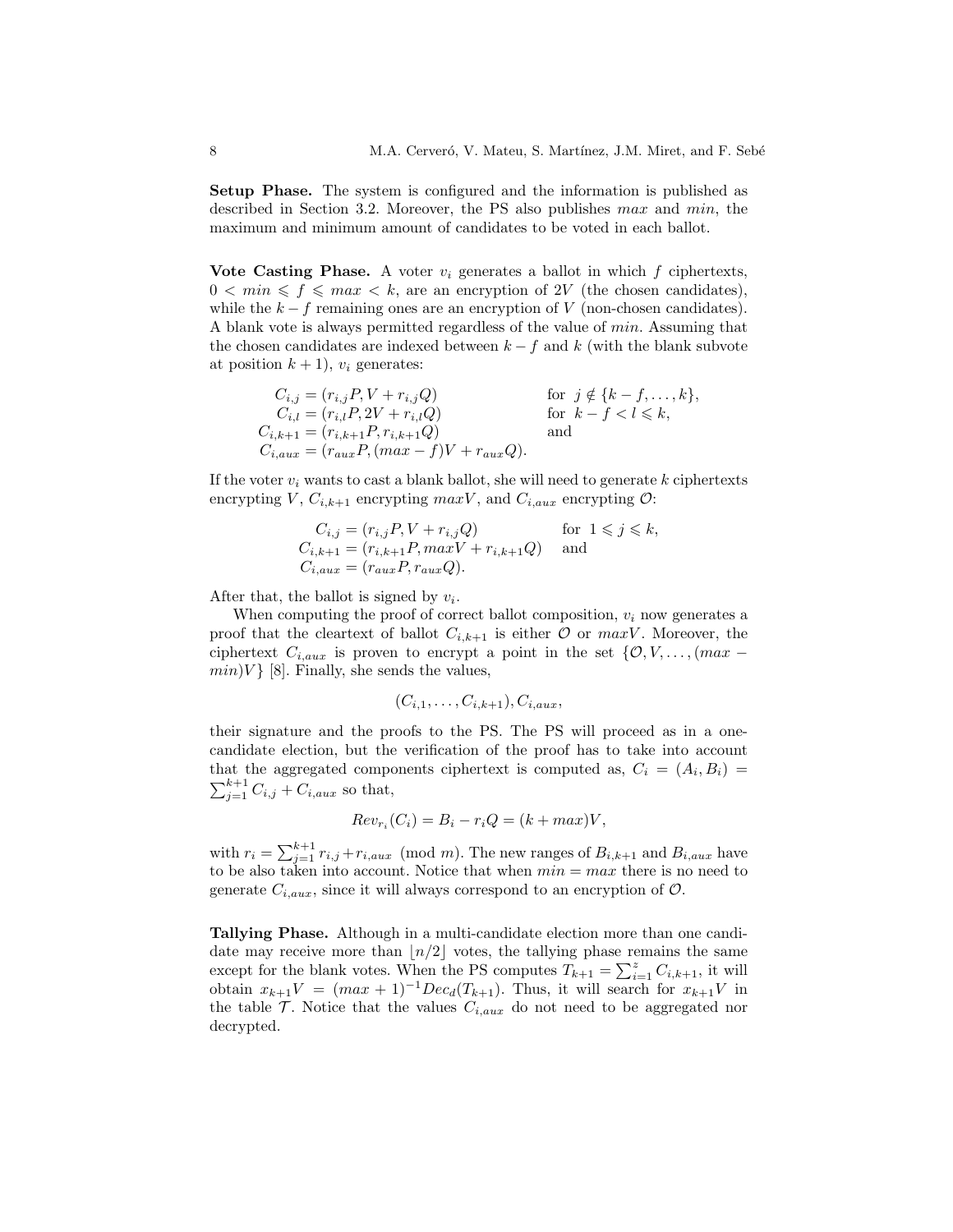**Setup Phase.** The system is configured and the information is published as described in Section 3.2. Moreover, the PS also publishes $max$ and $min$, the maximum and minimum amount of candidates to be voted in each ballot.

**Vote Casting Phase.** A voter $v_i$ generates a ballot in which $f$ ciphertexts, $0 < min \leqslant f \leqslant max < k$, are an encryption of $2V$ (the chosen candidates), while the $k-f$ remaining ones are an encryption of $V$ (non-chosen candidates). A blank vote is always permitted regardless of the value of $min$. Assuming that the chosen candidates are indexed between $k-f$ and $k$ (with the blank subvote at position $k+1$), $v_i$ generates:

$$
\begin{aligned}
C_{i,j} &= (r_{i,j}P, V + r_{i,j}Q) && \text{for } j \notin \{k-f, \ldots, k\}, \\
C_{i,l} &= (r_{i,l}P, 2V + r_{i,l}Q) && \text{for } k-f < l \leqslant k, \\
C_{i,k+1} &= (r_{i,k+1}P, r_{i,k+1}Q) && \text{and} \\
C_{i,aux} &= (r_{aux}P, (max-f)V + r_{aux}Q). &&
\end{aligned}
$$

If the voter $v_i$ wants to cast a blank ballot, she will need to generate $k$ ciphertexts encrypting $V$, $C_{i,k+1}$ encrypting $maxV$, and $C_{i,aux}$ encrypting $\mathcal{O}$:

$$
\begin{aligned}
C_{i,j} &= (r_{i,j}P, V + r_{i,j}Q) && \text{for } 1 \leqslant j \leqslant k, \\
C_{i,k+1} &= (r_{i,k+1}P, maxV + r_{i,k+1}Q) && \text{and} \\
C_{i,aux} &= (r_{aux}P, r_{aux}Q). &&
\end{aligned}
$$

After that, the ballot is signed by $v_i$.

When computing the proof of correct ballot composition, $v_i$ now generates a proof that the cleartext of ballot $C_{i,k+1}$ is either $\mathcal{O}$ or $maxV$. Moreover, the ciphertext $C_{i,aux}$ is proven to encrypt a point in the set $\{\mathcal{O}, V, \ldots, (max - min)V\}$ [8]. Finally, she sends the values,

$$(C_{i,1}, \ldots, C_{i,k+1}), C_{i,aux},$$

their signature and the proofs to the PS. The PS will proceed as in a one-candidate election, but the verification of the proof has to take into account that the aggregated components ciphertext is computed as, $C_i = (A_i, B_i) = \sum_{j=1}^{k+1} C_{i,j} + C_{i,aux}$ so that,

$$Rev_{r_i}(C_i) = B_i - r_iQ = (k + max)V,$$

with $r_i = \sum_{j=1}^{k+1} r_{i,j} + r_{i,aux} \pmod{m}$. The new ranges of $B_{i,k+1}$ and $B_{i,aux}$ have to be also taken into account. Notice that when $min = max$ there is no need to generate $C_{i,aux}$, since it will always correspond to an encryption of $\mathcal{O}$.

**Tallying Phase.** Although in a multi-candidate election more than one candidate may receive more than $\lfloor n/2 \rfloor$ votes, the tallying phase remains the same except for the blank votes. When the PS computes $T_{k+1} = \sum_{i=1}^{z} C_{i,k+1}$, it will obtain $x_{k+1}V = (max+1)^{-1} Dec_d(T_{k+1})$. Thus, it will search for $x_{k+1}V$ in the table $\mathcal{T}$. Notice that the values $C_{i,aux}$ do not need to be aggregated nor decrypted.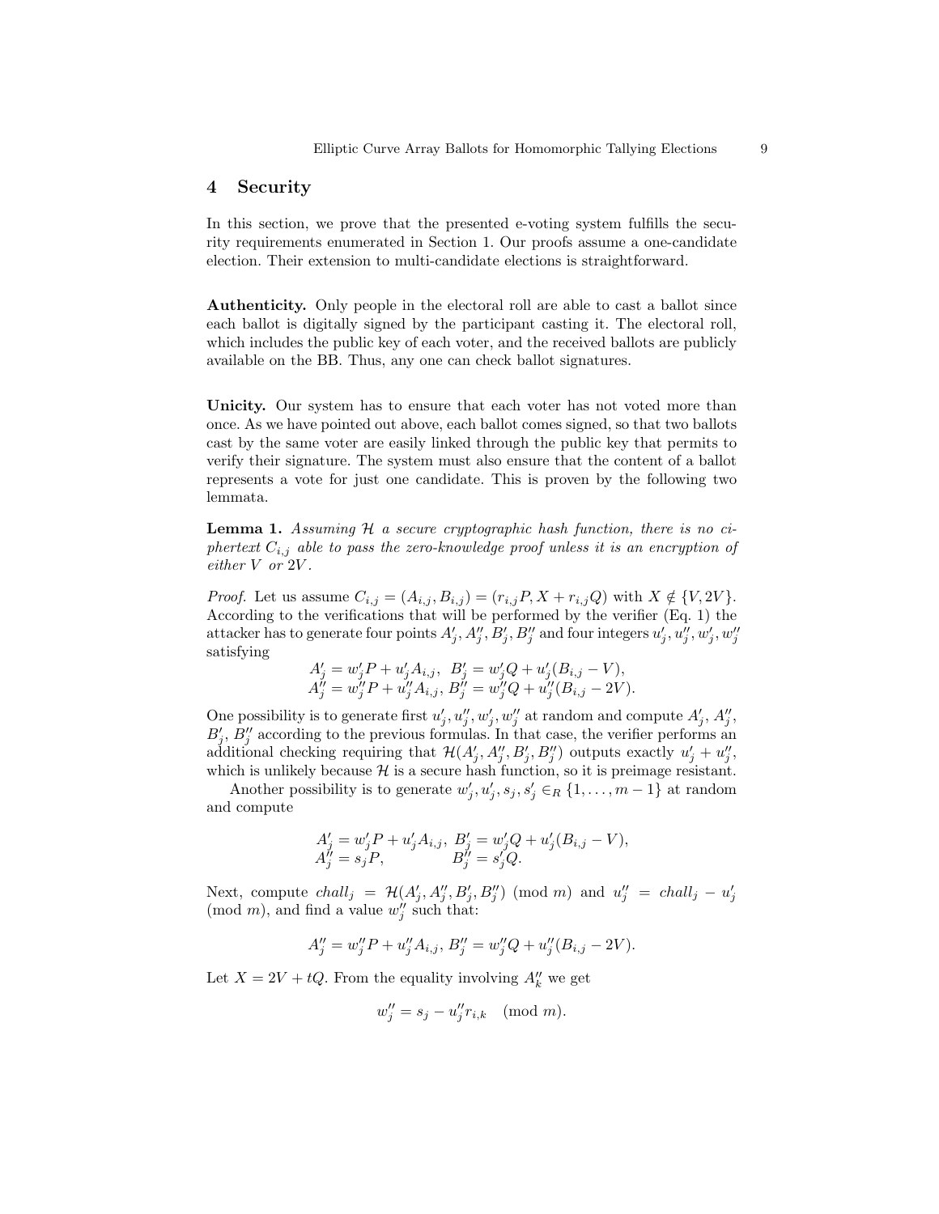## 4 Security

In this section, we prove that the presented e-voting system fulfills the security requirements enumerated in Section 1. Our proofs assume a one-candidate election. Their extension to multi-candidate elections is straightforward.

**Authenticity.** Only people in the electoral roll are able to cast a ballot since each ballot is digitally signed by the participant casting it. The electoral roll, which includes the public key of each voter, and the received ballots are publicly available on the BB. Thus, any one can check ballot signatures.

**Unicity.** Our system has to ensure that each voter has not voted more than once. As we have pointed out above, each ballot comes signed, so that two ballots cast by the same voter are easily linked through the public key that permits to verify their signature. The system must also ensure that the content of a ballot represents a vote for just one candidate. This is proven by the following two lemmata.

**Lemma 1.** *Assuming $\mathcal{H}$ a secure cryptographic hash function, there is no ciphertext $C_{i,j}$ able to pass the zero-knowledge proof unless it is an encryption of either $V$ or $2V$.*

*Proof.* Let us assume $C_{i,j} = (A_{i,j}, B_{i,j}) = (r_{i,j}P, X + r_{i,j}Q)$ with $X \notin \{V, 2V\}$. According to the verifications that will be performed by the verifier (Eq. 1) the attacker has to generate four points $A'_j, A''_j, B'_j, B''_j$ and four integers $u'_j, u''_j, w'_j, w''_j$ satisfying

$$A'_j = w'_j P + u'_j A_{i,j}, \;\; B'_j = w'_j Q + u'_j(B_{i,j} - V),$$
$$A''_j = w''_j P + u''_j A_{i,j}, \; B''_j = w''_j Q + u''_j(B_{i,j} - 2V).$$

One possibility is to generate first $u'_j, u''_j, w'_j, w''_j$ at random and compute $A'_j$, $A''_j$, $B'_j$, $B''_j$ according to the previous formulas. In that case, the verifier performs an additional checking requiring that $\mathcal{H}(A'_j, A''_j, B'_j, B''_j)$ outputs exactly $u'_j + u''_j$, which is unlikely because $\mathcal{H}$ is a secure hash function, so it is preimage resistant.

Another possibility is to generate $w'_j, u'_j, s_j, s'_j \in_R \{1, \ldots, m-1\}$ at random and compute

$$A'_j = w'_j P + u'_j A_{i,j}, \; B'_j = w'_j Q + u'_j(B_{i,j} - V),$$
$$A''_j = s_j P, \qquad\qquad B''_j = s'_j Q.$$

Next, compute $chall_j = \mathcal{H}(A'_j, A''_j, B'_j, B''_j) \pmod m$ and $u''_j = chall_j - u'_j \pmod m$, and find a value $w''_j$ such that:

$$A''_j = w''_j P + u''_j A_{i,j}, \; B''_j = w''_j Q + u''_j(B_{i,j} - 2V).$$

Let $X = 2V + tQ$. From the equality involving $A''_k$ we get

$$w''_j = s_j - u''_j r_{i,k} \pmod m.$$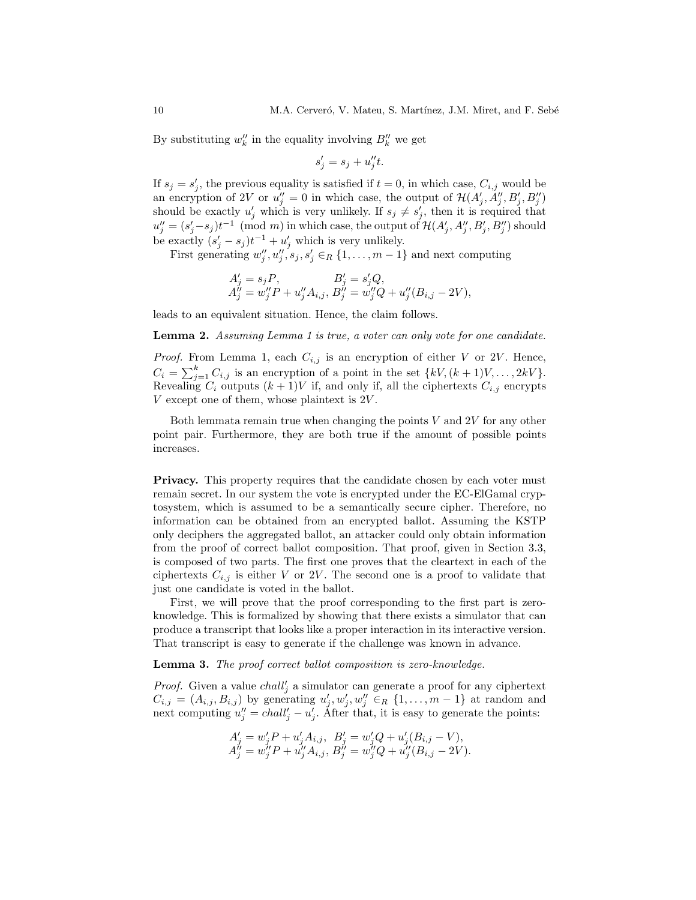By substituting $w''_k$ in the equality involving $B''_k$ we get

$$s'_j = s_j + u''_j t.$$

If $s_j = s'_j$, the previous equality is satisfied if $t = 0$, in which case, $C_{i,j}$ would be an encryption of $2V$ or $u''_j = 0$ in which case, the output of $\mathcal{H}(A'_j, A''_j, B'_j, B''_j)$ should be exactly $u'_j$ which is very unlikely. If $s_j \neq s'_j$, then it is required that $u''_j = (s'_j - s_j)t^{-1} \pmod{m}$ in which case, the output of $\mathcal{H}(A'_j, A''_j, B'_j, B''_j)$ should be exactly $(s'_j - s_j)t^{-1} + u'_j$ which is very unlikely.

First generating $w''_j, u''_j, s_j, s'_j \in_R \{1, \ldots, m-1\}$ and next computing

$$\begin{aligned} A'_j &= s_j P, & B'_j &= s'_j Q, \\ A''_j &= w''_j P + u''_j A_{i,j}, & B''_j &= w''_j Q + u''_j (B_{i,j} - 2V), \end{aligned}$$

leads to an equivalent situation. Hence, the claim follows.

**Lemma 2.** *Assuming Lemma 1 is true, a voter can only vote for one candidate.*

*Proof.* From Lemma 1, each $C_{i,j}$ is an encryption of either $V$ or $2V$. Hence, $C_i = \sum_{j=1}^{k} C_{i,j}$ is an encryption of a point in the set $\{kV, (k+1)V, \ldots, 2kV\}$. Revealing $C_i$ outputs $(k+1)V$ if, and only if, all the ciphertexts $C_{i,j}$ encrypts $V$ except one of them, whose plaintext is $2V$.

Both lemmata remain true when changing the points $V$ and $2V$ for any other point pair. Furthermore, they are both true if the amount of possible points increases.

**Privacy.** This property requires that the candidate chosen by each voter must remain secret. In our system the vote is encrypted under the EC-ElGamal cryptosystem, which is assumed to be a semantically secure cipher. Therefore, no information can be obtained from an encrypted ballot. Assuming the KSTP only deciphers the aggregated ballot, an attacker could only obtain information from the proof of correct ballot composition. That proof, given in Section 3.3, is composed of two parts. The first one proves that the cleartext in each of the ciphertexts $C_{i,j}$ is either $V$ or $2V$. The second one is a proof to validate that just one candidate is voted in the ballot.

First, we will prove that the proof corresponding to the first part is zero-knowledge. This is formalized by showing that there exists a simulator that can produce a transcript that looks like a proper interaction in its interactive version. That transcript is easy to generate if the challenge was known in advance.

**Lemma 3.** *The proof correct ballot composition is zero-knowledge.*

*Proof.* Given a value $chall'_j$ a simulator can generate a proof for any ciphertext $C_{i,j} = (A_{i,j}, B_{i,j})$ by generating $u'_j, w'_j, w''_j \in_R \{1, \ldots, m-1\}$ at random and next computing $u''_j = chall'_j - u'_j$. After that, it is easy to generate the points:

$$\begin{aligned} A'_j &= w'_j P + u'_j A_{i,j}, & B'_j &= w'_j Q + u'_j (B_{i,j} - V), \\ A''_j &= w''_j P + u''_j A_{i,j}, & B''_j &= w''_j Q + u''_j (B_{i,j} - 2V). \end{aligned}$$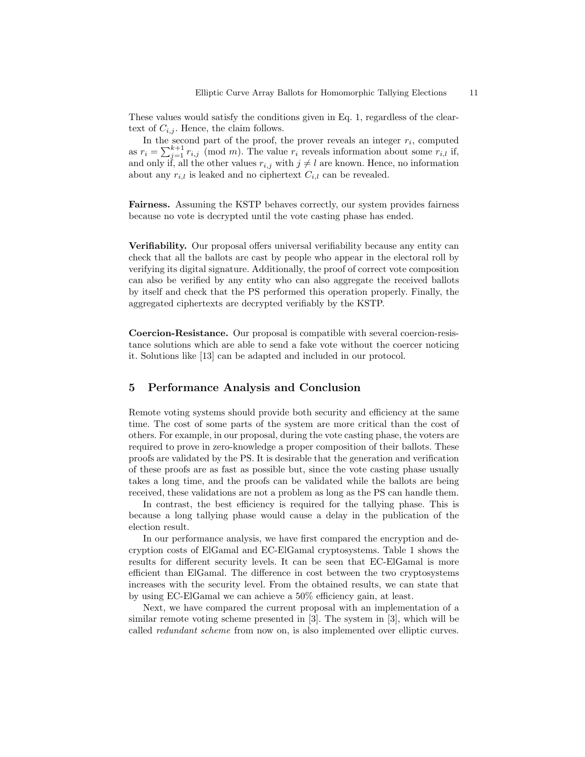These values would satisfy the conditions given in Eq. 1, regardless of the cleartext of $C_{i,j}$. Hence, the claim follows.

In the second part of the proof, the prover reveals an integer $r_i$, computed as $r_i = \sum_{j=1}^{k+1} r_{i,j} \pmod{m}$. The value $r_i$ reveals information about some $r_{i,l}$ if, and only if, all the other values $r_{i,j}$ with $j \neq l$ are known. Hence, no information about any $r_{i,l}$ is leaked and no ciphertext $C_{i,l}$ can be revealed.

**Fairness.** Assuming the KSTP behaves correctly, our system provides fairness because no vote is decrypted until the vote casting phase has ended.

**Verifiability.** Our proposal offers universal verifiability because any entity can check that all the ballots are cast by people who appear in the electoral roll by verifying its digital signature. Additionally, the proof of correct vote composition can also be verified by any entity who can also aggregate the received ballots by itself and check that the PS performed this operation properly. Finally, the aggregated ciphertexts are decrypted verifiably by the KSTP.

**Coercion-Resistance.** Our proposal is compatible with several coercion-resistance solutions which are able to send a fake vote without the coercer noticing it. Solutions like [13] can be adapted and included in our protocol.

## 5 Performance Analysis and Conclusion

Remote voting systems should provide both security and efficiency at the same time. The cost of some parts of the system are more critical than the cost of others. For example, in our proposal, during the vote casting phase, the voters are required to prove in zero-knowledge a proper composition of their ballots. These proofs are validated by the PS. It is desirable that the generation and verification of these proofs are as fast as possible but, since the vote casting phase usually takes a long time, and the proofs can be validated while the ballots are being received, these validations are not a problem as long as the PS can handle them.

In contrast, the best efficiency is required for the tallying phase. This is because a long tallying phase would cause a delay in the publication of the election result.

In our performance analysis, we have first compared the encryption and decryption costs of ElGamal and EC-ElGamal cryptosystems. Table 1 shows the results for different security levels. It can be seen that EC-ElGamal is more efficient than ElGamal. The difference in cost between the two cryptosystems increases with the security level. From the obtained results, we can state that by using EC-ElGamal we can achieve a 50% efficiency gain, at least.

Next, we have compared the current proposal with an implementation of a similar remote voting scheme presented in [3]. The system in [3], which will be called *redundant scheme* from now on, is also implemented over elliptic curves.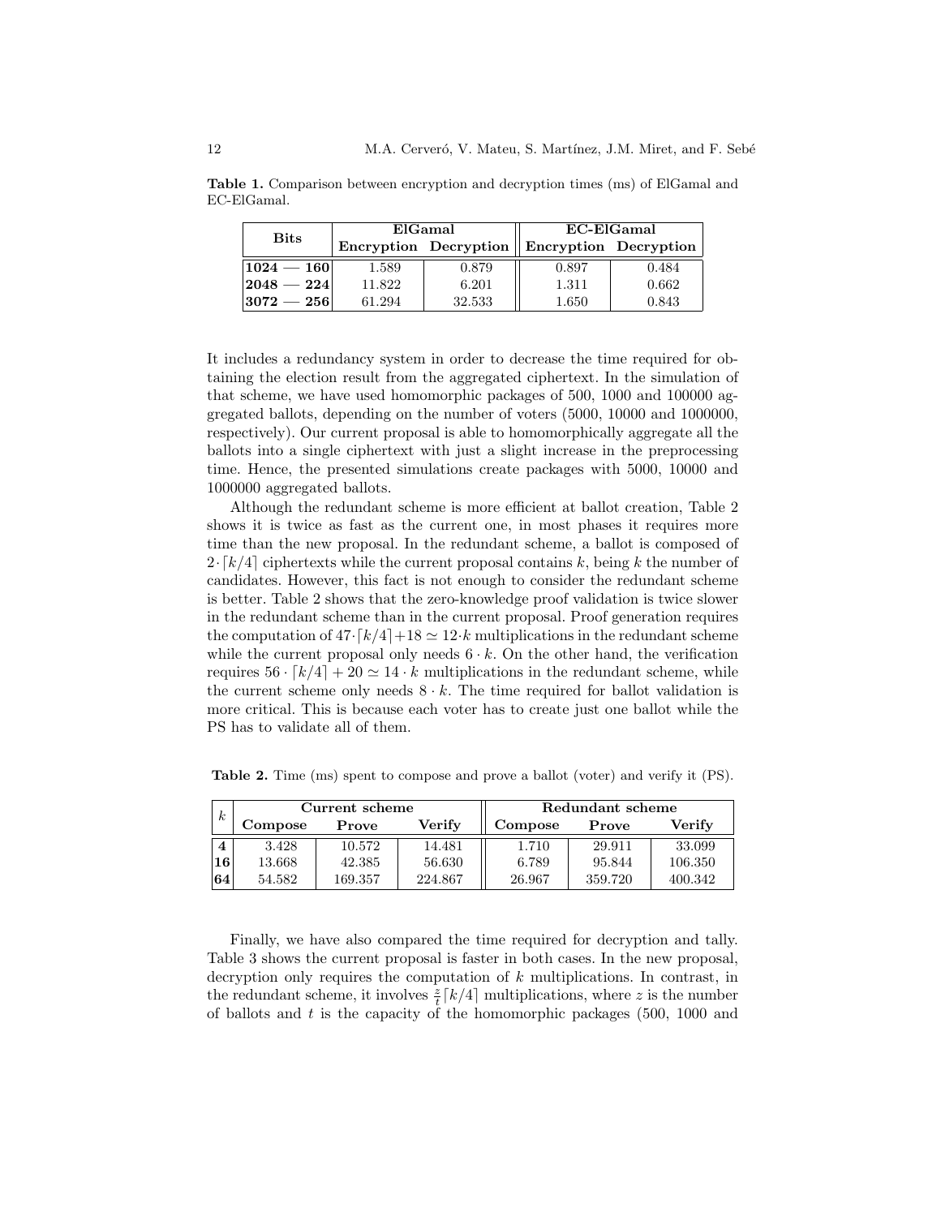**Table 1.** Comparison between encryption and decryption times (ms) of ElGamal and EC-ElGamal.

| Bits | ElGamal | | EC-ElGamal | |
|---|---|---|---|---|
| | Encryption | Decryption | Encryption | Decryption |
| **1024 — 160** | 1.589 | 0.879 | 0.897 | 0.484 |
| **2048 — 224** | 11.822 | 6.201 | 1.311 | 0.662 |
| **3072 — 256** | 61.294 | 32.533 | 1.650 | 0.843 |

It includes a redundancy system in order to decrease the time required for obtaining the election result from the aggregated ciphertext. In the simulation of that scheme, we have used homomorphic packages of 500, 1000 and 100000 aggregated ballots, depending on the number of voters (5000, 10000 and 1000000, respectively). Our current proposal is able to homomorphically aggregate all the ballots into a single ciphertext with just a slight increase in the preprocessing time. Hence, the presented simulations create packages with 5000, 10000 and 1000000 aggregated ballots.

Although the redundant scheme is more efficient at ballot creation, Table 2 shows it is twice as fast as the current one, in most phases it requires more time than the new proposal. In the redundant scheme, a ballot is composed of $2 \cdot \lceil k/4 \rceil$ ciphertexts while the current proposal contains $k$, being $k$ the number of candidates. However, this fact is not enough to consider the redundant scheme is better. Table 2 shows that the zero-knowledge proof validation is twice slower in the redundant scheme than in the current proposal. Proof generation requires the computation of $47 \cdot \lceil k/4 \rceil + 18 \simeq 12 \cdot k$ multiplications in the redundant scheme while the current proposal only needs $6 \cdot k$. On the other hand, the verification requires $56 \cdot \lceil k/4 \rceil + 20 \simeq 14 \cdot k$ multiplications in the redundant scheme, while the current scheme only needs $8 \cdot k$. The time required for ballot validation is more critical. This is because each voter has to create just one ballot while the PS has to validate all of them.

**Table 2.** Time (ms) spent to compose and prove a ballot (voter) and verify it (PS).

| $k$ | Current scheme | | | Redundant scheme | | |
|---|---|---|---|---|---|---|
| | Compose | Prove | Verify | Compose | Prove | Verify |
| **4** | 3.428 | 10.572 | 14.481 | 1.710 | 29.911 | 33.099 |
| **16** | 13.668 | 42.385 | 56.630 | 6.789 | 95.844 | 106.350 |
| **64** | 54.582 | 169.357 | 224.867 | 26.967 | 359.720 | 400.342 |

Finally, we have also compared the time required for decryption and tally. Table 3 shows the current proposal is faster in both cases. In the new proposal, decryption only requires the computation of $k$ multiplications. In contrast, in the redundant scheme, it involves $\frac{z}{t}\lceil k/4 \rceil$ multiplications, where $z$ is the number of ballots and $t$ is the capacity of the homomorphic packages (500, 1000 and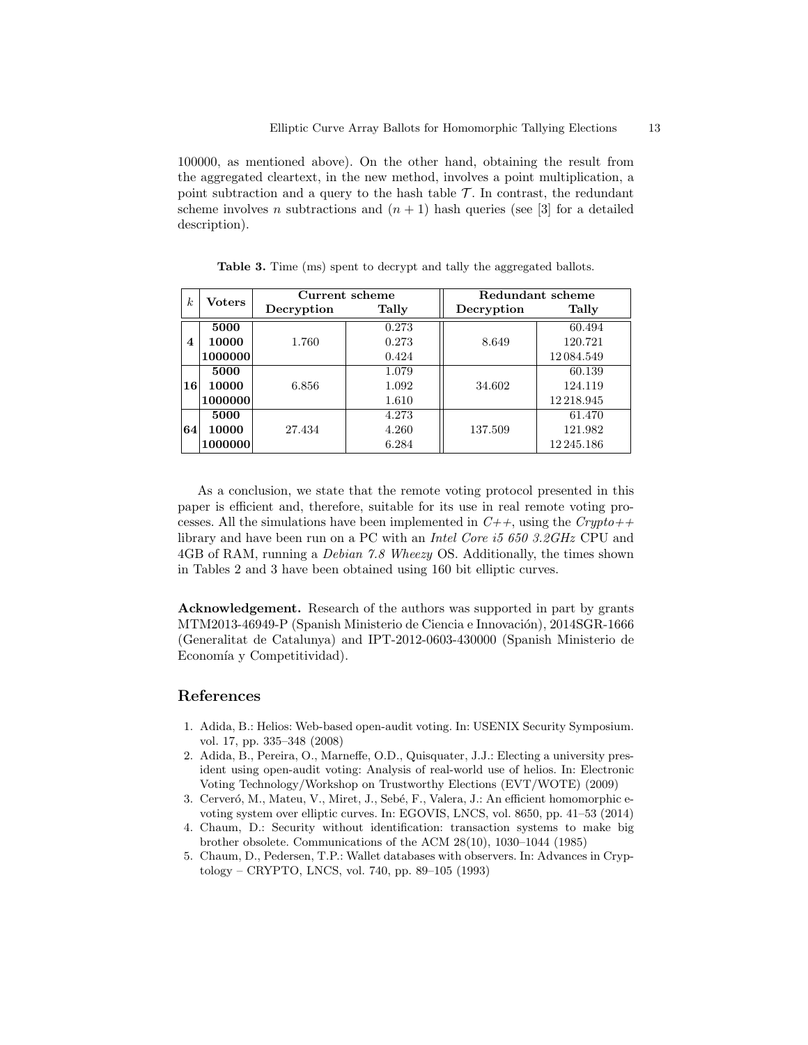100000, as mentioned above). On the other hand, obtaining the result from the aggregated cleartext, in the new method, involves a point multiplication, a point subtraction and a query to the hash table $\mathcal{T}$. In contrast, the redundant scheme involves $n$ subtractions and $(n+1)$ hash queries (see [3] for a detailed description).

**Table 3.** Time (ms) spent to decrypt and tally the aggregated ballots.

| $k$ | **Voters** | **Current scheme** | | **Redundant scheme** | |
|---|---|---|---|---|---|
| | | **Decryption** | **Tally** | **Decryption** | **Tally** |
| **4** | **5000** | 1.760 | 0.273 | 8.649 | 60.494 |
| | **10000** | | 0.273 | | 120.721 |
| | **1000000** | | 0.424 | | 12 084.549 |
| **16** | **5000** | 6.856 | 1.079 | 34.602 | 60.139 |
| | **10000** | | 1.092 | | 124.119 |
| | **1000000** | | 1.610 | | 12 218.945 |
| **64** | **5000** | 27.434 | 4.273 | 137.509 | 61.470 |
| | **10000** | | 4.260 | | 121.982 |
| | **1000000** | | 6.284 | | 12 245.186 |

As a conclusion, we state that the remote voting protocol presented in this paper is efficient and, therefore, suitable for its use in real remote voting processes. All the simulations have been implemented in *C++*, using the *Crypto++* library and have been run on a PC with an *Intel Core i5 650 3.2GHz* CPU and 4GB of RAM, running a *Debian 7.8 Wheezy* OS. Additionally, the times shown in Tables 2 and 3 have been obtained using 160 bit elliptic curves.

**Acknowledgement.** Research of the authors was supported in part by grants MTM2013-46949-P (Spanish Ministerio de Ciencia e Innovación), 2014SGR-1666 (Generalitat de Catalunya) and IPT-2012-0603-430000 (Spanish Ministerio de Economía y Competitividad).

## References

1. Adida, B.: Helios: Web-based open-audit voting. In: USENIX Security Symposium. vol. 17, pp. 335–348 (2008)
2. Adida, B., Pereira, O., Marneffe, O.D., Quisquater, J.J.: Electing a university president using open-audit voting: Analysis of real-world use of helios. In: Electronic Voting Technology/Workshop on Trustworthy Elections (EVT/WOTE) (2009)
3. Cerveró, M., Mateu, V., Miret, J., Sebé, F., Valera, J.: An efficient homomorphic e-voting system over elliptic curves. In: EGOVIS, LNCS, vol. 8650, pp. 41–53 (2014)
4. Chaum, D.: Security without identification: transaction systems to make big brother obsolete. Communications of the ACM 28(10), 1030–1044 (1985)
5. Chaum, D., Pedersen, T.P.: Wallet databases with observers. In: Advances in Cryptology – CRYPTO, LNCS, vol. 740, pp. 89–105 (1993)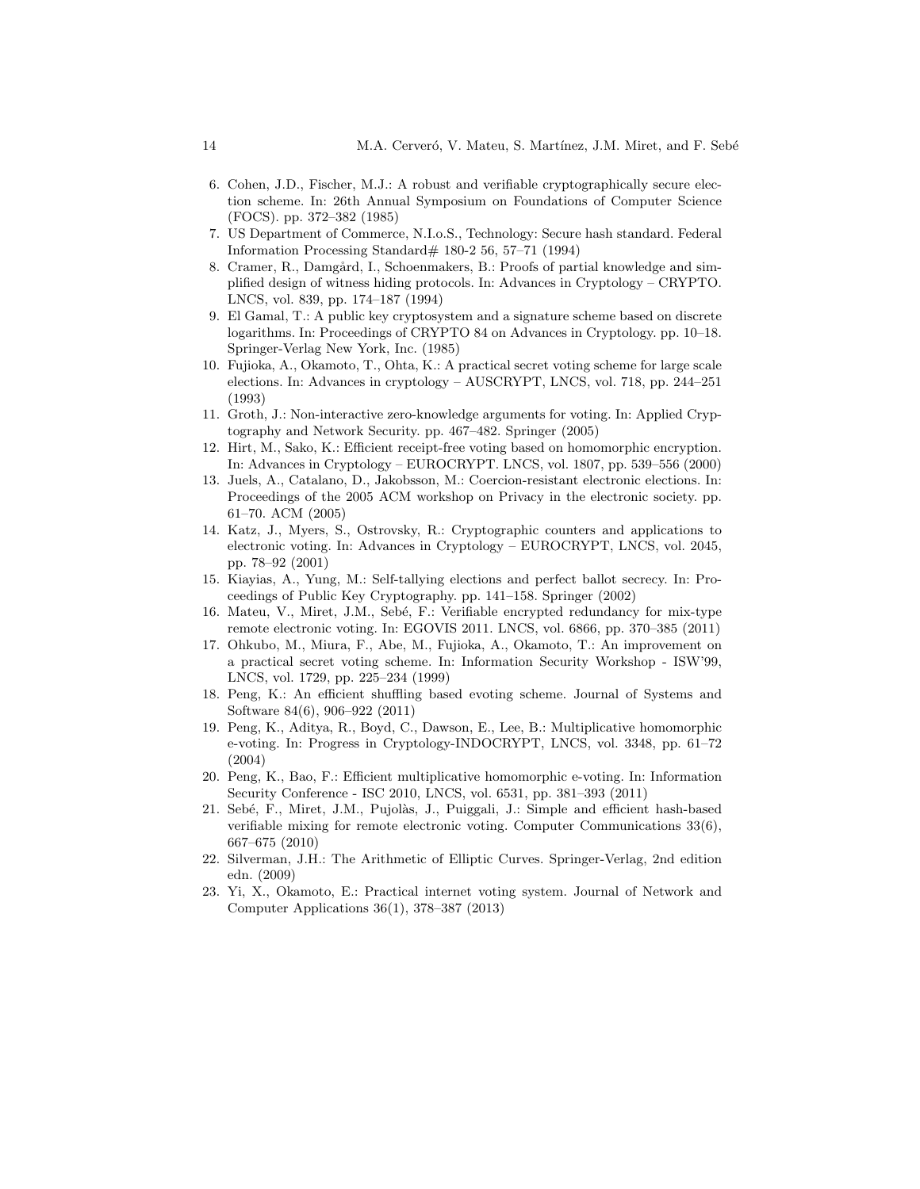6. Cohen, J.D., Fischer, M.J.: A robust and verifiable cryptographically secure election scheme. In: 26th Annual Symposium on Foundations of Computer Science (FOCS). pp. 372–382 (1985)
7. US Department of Commerce, N.I.o.S., Technology: Secure hash standard. Federal Information Processing Standard# 180-2 56, 57–71 (1994)
8. Cramer, R., Damgård, I., Schoenmakers, B.: Proofs of partial knowledge and simplified design of witness hiding protocols. In: Advances in Cryptology – CRYPTO. LNCS, vol. 839, pp. 174–187 (1994)
9. El Gamal, T.: A public key cryptosystem and a signature scheme based on discrete logarithms. In: Proceedings of CRYPTO 84 on Advances in Cryptology. pp. 10–18. Springer-Verlag New York, Inc. (1985)
10. Fujioka, A., Okamoto, T., Ohta, K.: A practical secret voting scheme for large scale elections. In: Advances in cryptology – AUSCRYPT, LNCS, vol. 718, pp. 244–251 (1993)
11. Groth, J.: Non-interactive zero-knowledge arguments for voting. In: Applied Cryptography and Network Security. pp. 467–482. Springer (2005)
12. Hirt, M., Sako, K.: Efficient receipt-free voting based on homomorphic encryption. In: Advances in Cryptology – EUROCRYPT. LNCS, vol. 1807, pp. 539–556 (2000)
13. Juels, A., Catalano, D., Jakobsson, M.: Coercion-resistant electronic elections. In: Proceedings of the 2005 ACM workshop on Privacy in the electronic society. pp. 61–70. ACM (2005)
14. Katz, J., Myers, S., Ostrovsky, R.: Cryptographic counters and applications to electronic voting. In: Advances in Cryptology – EUROCRYPT, LNCS, vol. 2045, pp. 78–92 (2001)
15. Kiayias, A., Yung, M.: Self-tallying elections and perfect ballot secrecy. In: Proceedings of Public Key Cryptography. pp. 141–158. Springer (2002)
16. Mateu, V., Miret, J.M., Sebé, F.: Verifiable encrypted redundancy for mix-type remote electronic voting. In: EGOVIS 2011. LNCS, vol. 6866, pp. 370–385 (2011)
17. Ohkubo, M., Miura, F., Abe, M., Fujioka, A., Okamoto, T.: An improvement on a practical secret voting scheme. In: Information Security Workshop - ISW'99, LNCS, vol. 1729, pp. 225–234 (1999)
18. Peng, K.: An efficient shuffling based evoting scheme. Journal of Systems and Software 84(6), 906–922 (2011)
19. Peng, K., Aditya, R., Boyd, C., Dawson, E., Lee, B.: Multiplicative homomorphic e-voting. In: Progress in Cryptology-INDOCRYPT, LNCS, vol. 3348, pp. 61–72 (2004)
20. Peng, K., Bao, F.: Efficient multiplicative homomorphic e-voting. In: Information Security Conference - ISC 2010, LNCS, vol. 6531, pp. 381–393 (2011)
21. Sebé, F., Miret, J.M., Pujolàs, J., Puiggali, J.: Simple and efficient hash-based verifiable mixing for remote electronic voting. Computer Communications 33(6), 667–675 (2010)
22. Silverman, J.H.: The Arithmetic of Elliptic Curves. Springer-Verlag, 2nd edition edn. (2009)
23. Yi, X., Okamoto, E.: Practical internet voting system. Journal of Network and Computer Applications 36(1), 378–387 (2013)